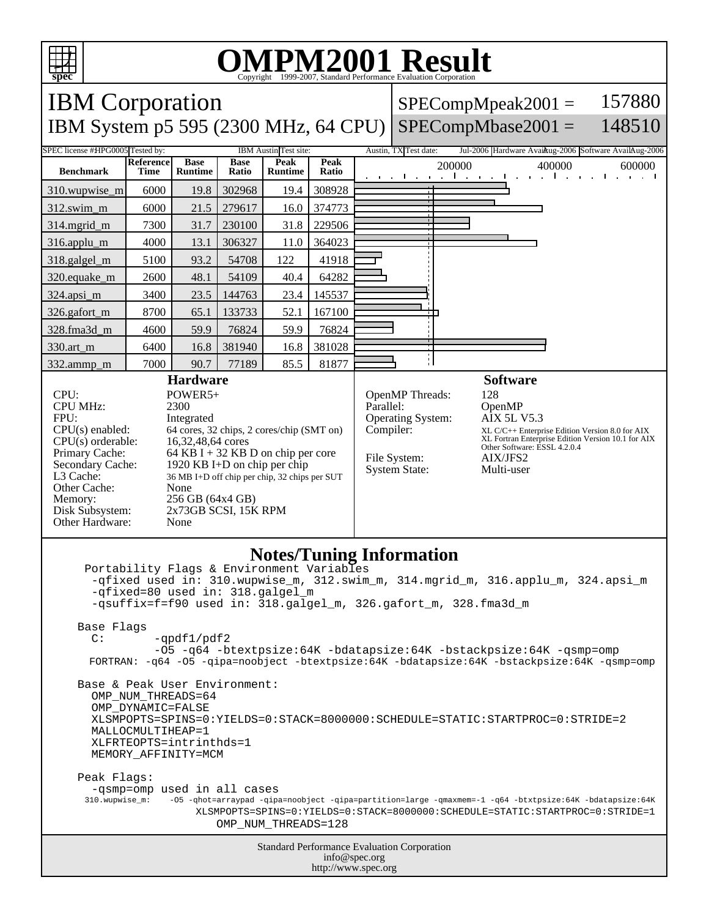# OMPM2001 Result

Copyright 1999-2007, Standard Performance Evaluation Corporation

## IBM Corporation

## IBM System p5 595 (2300 MHz, 64 CPU)

SPECompMpeak2001 = 157880

SPECompMbase2001 = 148510

SPEC license #: HPG0005 | Tested by: IBM Austin | Test site: Austin, TX | Test date: Jul-2006 | Hardware Avail: Aug-2006 | Software Avail: Aug-2006

| Benchmark | Reference Time | Base Runtime | Base Ratio | Peak Runtime | Peak Ratio |
|---|---|---|---|---|---|
| 310.wupwise_m | 6000 | 19.8 | 302968 | 19.4 | 308928 |
| 312.swim_m | 6000 | 21.5 | 279617 | 16.0 | 374773 |
| 314.mgrid_m | 7300 | 31.7 | 230100 | 31.8 | 229506 |
| 316.applu_m | 4000 | 13.1 | 306327 | 11.0 | 364023 |
| 318.galgel_m | 5100 | 93.2 | 54708 | 122 | 41918 |
| 320.equake_m | 2600 | 48.1 | 54109 | 40.4 | 64282 |
| 324.apsi_m | 3400 | 23.5 | 144763 | 23.4 | 145537 |
| 326.gafort_m | 8700 | 65.1 | 133733 | 52.1 | 167100 |
| 328.fma3d_m | 4600 | 59.9 | 76824 | 59.9 | 76824 |
| 330.art_m | 6400 | 16.8 | 381940 | 16.8 | 381028 |
| 332.ammp_m | 7000 | 90.7 | 77189 | 85.5 | 81877 |

### Hardware

CPU: POWER5+
CPU MHz: 2300
FPU: Integrated
CPU(s) enabled: 64 cores, 32 chips, 2 cores/chip (SMT on)
CPU(s) orderable: 16,32,48,64 cores
Primary Cache: 64 KB I + 32 KB D on chip per core
Secondary Cache: 1920 KB I+D on chip per chip
L3 Cache: 36 MB I+D off chip per chip, 32 chips per SUT
Other Cache: None
Memory: 256 GB (64x4 GB)
Disk Subsystem: 2x73GB SCSI, 15K RPM
Other Hardware: None

### Software

OpenMP Threads: 128
Parallel: OpenMP
Operating System: AIX 5L V5.3
Compiler: XL C/C++ Enterprise Edition Version 8.0 for AIX
XL Fortran Enterprise Edition Version 10.1 for AIX
Other Software: ESSL 4.2.0.4
File System: AIX/JFS2
System State: Multi-user

### Notes/Tuning Information

```
Portability Flags & Environment Variables
 -qfixed used in: 310.wupwise_m, 312.swim_m, 314.mgrid_m, 316.applu_m, 324.apsi_m
 -qfixed=80 used in: 318.galgel_m
 -qsuffix=f=f90 used in: 318.galgel_m, 326.gafort_m, 328.fma3d_m

Base Flags
  C:       -qpdf1/pdf2
           -O5 -q64 -btextpsize:64K -bdatapsize:64K -bstackpsize:64K -qsmp=omp
  FORTRAN: -q64 -O5 -qipa=noobject -btextpsize:64K -bdatapsize:64K -bstackpsize:64K -qsmp=omp

Base & Peak User Environment:
  OMP_NUM_THREADS=64
  OMP_DYNAMIC=FALSE
  XLSMPOPTS=SPINS=0:YIELDS=0:STACK=8000000:SCHEDULE=STATIC:STARTPROC=0:STRIDE=2
  MALLOCMULTIHEAP=1
  XLFRTEOPTS=intrinthds=1
  MEMORY_AFFINITY=MCM

Peak Flags:
  -qsmp=omp used in all cases
  310.wupwise_m:    -O5 -qhot=arraypad -qipa=noobject -qipa=partition=large -qmaxmem=-1 -q64 -btxtpsize:64K -bdatapsize:64K
                    XLSMPOPTS=SPINS=0:YIELDS=0:STACK=8000000:SCHEDULE=STATIC:STARTPROC=0:STRIDE=1
                    OMP_NUM_THREADS=128
```

Standard Performance Evaluation Corporation
info@spec.org
http://www.spec.org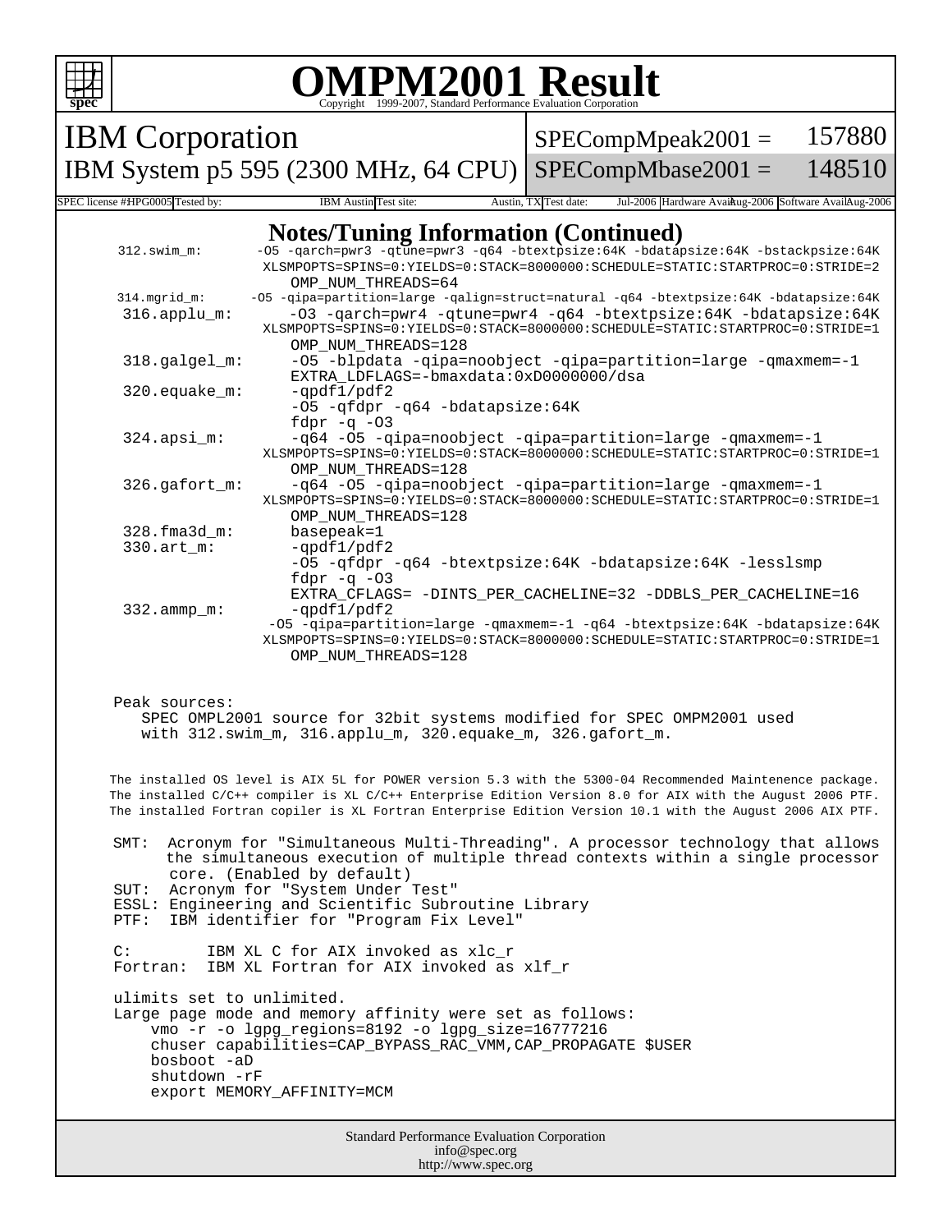# OMPM2001 Result

Copyright 1999-2007, Standard Performance Evaluation Corporation

IBM Corporation

IBM System p5 595 (2300 MHz, 64 CPU)

SPECompMpeak2001 = 157880

SPECompMbase2001 = 148510

SPEC license #: HPG0005 | Tested by: IBM Austin | Test site: Austin, TX | Test date: Jul-2006 | Hardware Avail: Aug-2006 | Software Avail: Aug-2006

## Notes/Tuning Information (Continued)

```
312.swim_m:      -O5 -qarch=pwr3 -qtune=pwr3 -q64 -btextpsize:64K -bdatapsize:64K -bstackpsize:64K
                 XLSMPOPTS=SPINS=0:YIELDS=0:STACK=8000000:SCHEDULE=STATIC:STARTPROC=0:STRIDE=2
                 OMP_NUM_THREADS=64
314.mgrid_m:     -O5 -qipa=partition=large -qalign=struct=natural -q64 -btextpsize:64K -bdatapsize:64K
316.applu_m:     -O3 -qarch=pwr4 -qtune=pwr4 -q64 -btextpsize:64K -bdatapsize:64K
                 XLSMPOPTS=SPINS=0:YIELDS=0:STACK=8000000:SCHEDULE=STATIC:STARTPROC=0:STRIDE=1
                 OMP_NUM_THREADS=128
318.galgel_m:    -O5 -blpdata -qipa=noobject -qipa=partition=large -qmaxmem=-1
                 EXTRA_LDFLAGS=-bmaxdata:0xD0000000/dsa
320.equake_m:    -qpdf1/pdf2
                 -O5 -qfdpr -q64 -bdatapsize:64K
                 fdpr -q -O3
324.apsi_m:      -q64 -O5 -qipa=noobject -qipa=partition=large -qmaxmem=-1
                 XLSMPOPTS=SPINS=0:YIELDS=0:STACK=8000000:SCHEDULE=STATIC:STARTPROC=0:STRIDE=1
                 OMP_NUM_THREADS=128
326.gafort_m:    -q64 -O5 -qipa=noobject -qipa=partition=large -qmaxmem=-1
                 XLSMPOPTS=SPINS=0:YIELDS=0:STACK=8000000:SCHEDULE=STATIC:STARTPROC=0:STRIDE=1
                 OMP_NUM_THREADS=128
328.fma3d_m:     basepeak=1
330.art_m:       -qpdf1/pdf2
                 -O5 -qfdpr -q64 -btextpsize:64K -bdatapsize:64K -lesslsmp
                 fdpr -q -O3
                 EXTRA_CFLAGS= -DINTS_PER_CACHELINE=32 -DDBLS_PER_CACHELINE=16
332.ammp_m:      -qpdf1/pdf2
                 -O5 -qipa=partition=large -qmaxmem=-1 -q64 -btextpsize:64K -bdatapsize:64K
                 XLSMPOPTS=SPINS=0:YIELDS=0:STACK=8000000:SCHEDULE=STATIC:STARTPROC=0:STRIDE=1
                 OMP_NUM_THREADS=128
```

Peak sources:
SPEC OMPL2001 source for 32bit systems modified for SPEC OMPM2001 used with 312.swim_m, 316.applu_m, 320.equake_m, 326.gafort_m.

The installed OS level is AIX 5L for POWER version 5.3 with the 5300-04 Recommended Maintenence package.
The installed C/C++ compiler is XL C/C++ Enterprise Edition Version 8.0 for AIX with the August 2006 PTF.
The installed Fortran copiler is XL Fortran Enterprise Edition Version 10.1 with the August 2006 AIX PTF.

SMT: Acronym for "Simultaneous Multi-Threading". A processor technology that allows the simultaneous execution of multiple thread contexts within a single processor core. (Enabled by default)
SUT: Acronym for "System Under Test"
ESSL: Engineering and Scientific Subroutine Library
PTF: IBM identifier for "Program Fix Level"

C: IBM XL C for AIX invoked as xlc_r
Fortran: IBM XL Fortran for AIX invoked as xlf_r

ulimits set to unlimited.
Large page mode and memory affinity were set as follows:

```
vmo -r -o lgpg_regions=8192 -o lgpg_size=16777216
chuser capabilities=CAP_BYPASS_RAC_VMM,CAP_PROPAGATE $USER
bosboot -aD
shutdown -rF
export MEMORY_AFFINITY=MCM
```

Standard Performance Evaluation Corporation
info@spec.org
http://www.spec.org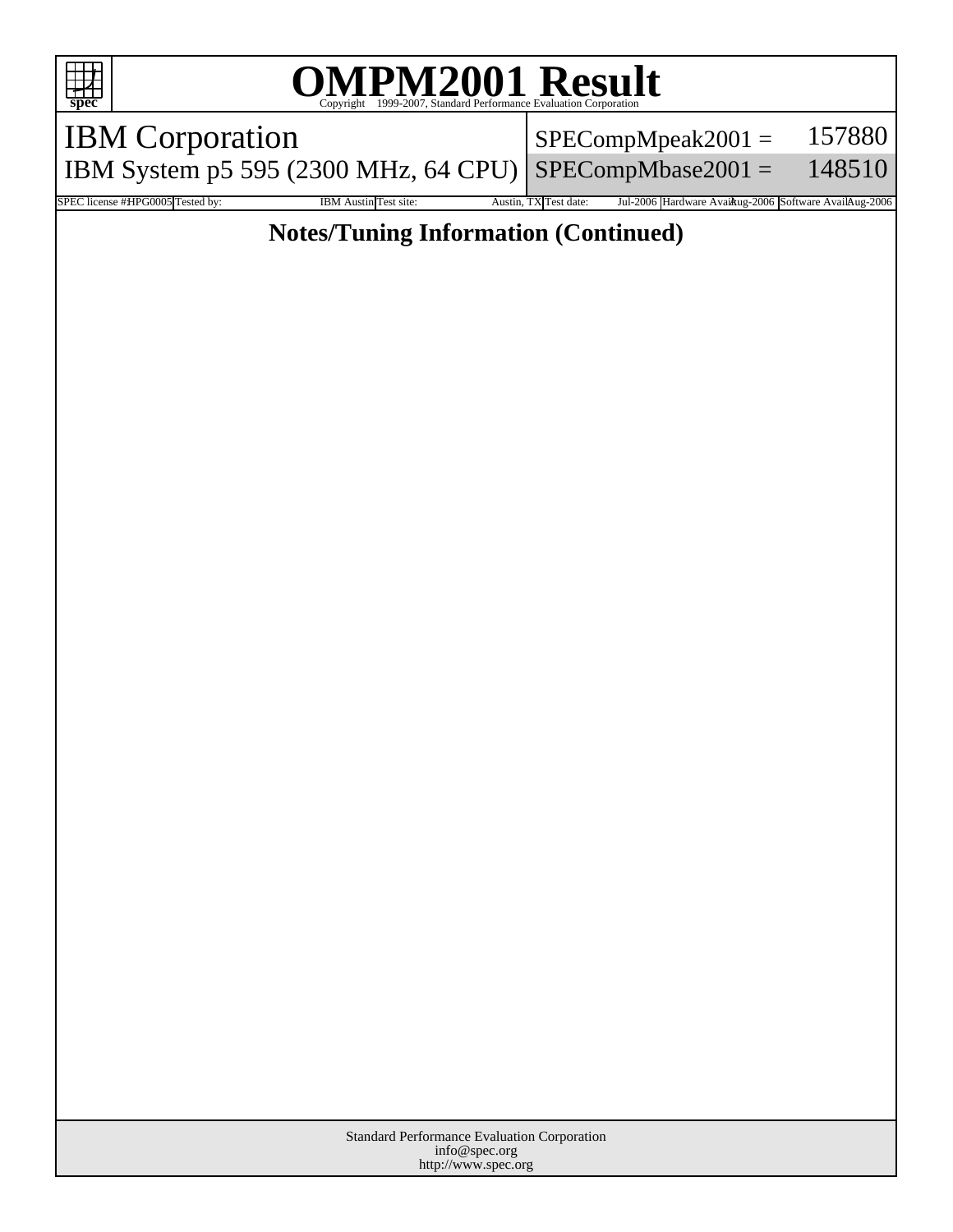# OMPM2001 Result

Copyright 1999-2007, Standard Performance Evaluation Corporation

IBM Corporation
IBM System p5 595 (2300 MHz, 64 CPU)

SPECompMpeak2001 = 157880
SPECompMbase2001 = 148510

SPEC license #: HPG0005 | Tested by: IBM Austin | Test site: Austin, TX | Test date: Jul-2006 | Hardware Avail: Aug-2006 | Software Avail: Aug-2006

## Notes/Tuning Information (Continued)

Standard Performance Evaluation Corporation
info@spec.org
http://www.spec.org